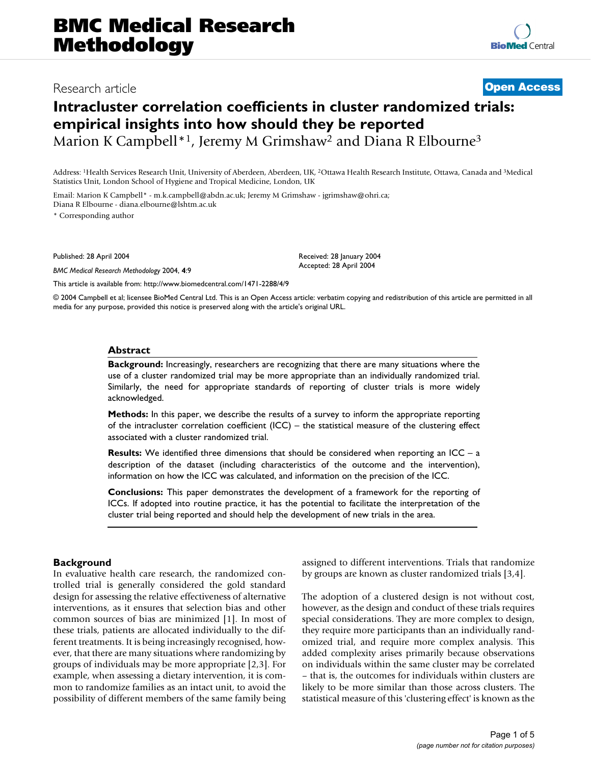# BMC Medical Research Methodology

Research article

**Open Access**

## Intracluster correlation coefficients in cluster randomized trials: empirical insights into how should they be reported

Marion K Campbell*[1], Jeremy M Grimshaw[2] and Diana R Elbourne[3]

Address: [1]Health Services Research Unit, University of Aberdeen, Aberdeen, UK, [2]Ottawa Health Research Institute, Ottawa, Canada and [3]Medical Statistics Unit, London School of Hygiene and Tropical Medicine, London, UK

Email: Marion K Campbell* - m.k.campbell@abdn.ac.uk; Jeremy M Grimshaw - jgrimshaw@ohri.ca; Diana R Elbourne - diana.elbourne@lshtm.ac.uk

* Corresponding author

Published: 28 April 2004

*BMC Medical Research Methodology* 2004, **4**:9

Received: 28 January 2004
Accepted: 28 April 2004

This article is available from: http://www.biomedcentral.com/1471-2288/4/9

© 2004 Campbell et al; licensee BioMed Central Ltd. This is an Open Access article: verbatim copying and redistribution of this article are permitted in all media for any purpose, provided this notice is preserved along with the article's original URL.

### Abstract

**Background:** Increasingly, researchers are recognizing that there are many situations where the use of a cluster randomized trial may be more appropriate than an individually randomized trial. Similarly, the need for appropriate standards of reporting of cluster trials is more widely acknowledged.

**Methods:** In this paper, we describe the results of a survey to inform the appropriate reporting of the intracluster correlation coefficient (ICC) – the statistical measure of the clustering effect associated with a cluster randomized trial.

**Results:** We identified three dimensions that should be considered when reporting an ICC – a description of the dataset (including characteristics of the outcome and the intervention), information on how the ICC was calculated, and information on the precision of the ICC.

**Conclusions:** This paper demonstrates the development of a framework for the reporting of ICCs. If adopted into routine practice, it has the potential to facilitate the interpretation of the cluster trial being reported and should help the development of new trials in the area.

## Background

In evaluative health care research, the randomized controlled trial is generally considered the gold standard design for assessing the relative effectiveness of alternative interventions, as it ensures that selection bias and other common sources of bias are minimized [1]. In most of these trials, patients are allocated individually to the different treatments. It is being increasingly recognised, however, that there are many situations where randomizing by groups of individuals may be more appropriate [2,3]. For example, when assessing a dietary intervention, it is common to randomize families as an intact unit, to avoid the possibility of different members of the same family being assigned to different interventions. Trials that randomize by groups are known as cluster randomized trials [3,4].

The adoption of a clustered design is not without cost, however, as the design and conduct of these trials requires special considerations. They are more complex to design, they require more participants than an individually randomized trial, and require more complex analysis. This added complexity arises primarily because observations on individuals within the same cluster may be correlated – that is, the outcomes for individuals within clusters are likely to be more similar than those across clusters. The statistical measure of this 'clustering effect' is known as the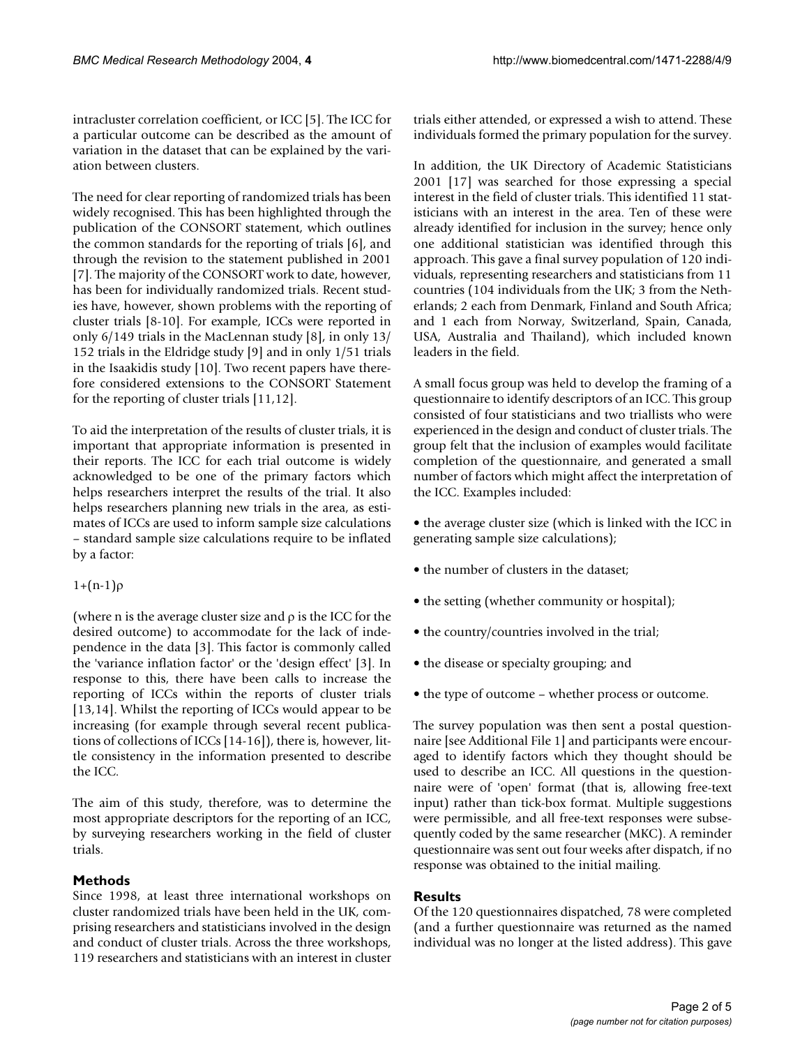intracluster correlation coefficient, or ICC [5]. The ICC for a particular outcome can be described as the amount of variation in the dataset that can be explained by the variation between clusters.

The need for clear reporting of randomized trials has been widely recognised. This has been highlighted through the publication of the CONSORT statement, which outlines the common standards for the reporting of trials [6], and through the revision to the statement published in 2001 [7]. The majority of the CONSORT work to date, however, has been for individually randomized trials. Recent studies have, however, shown problems with the reporting of cluster trials [8-10]. For example, ICCs were reported in only 6/149 trials in the MacLennan study [8], in only 13/152 trials in the Eldridge study [9] and in only 1/51 trials in the Isaakidis study [10]. Two recent papers have therefore considered extensions to the CONSORT Statement for the reporting of cluster trials [11,12].

To aid the interpretation of the results of cluster trials, it is important that appropriate information is presented in their reports. The ICC for each trial outcome is widely acknowledged to be one of the primary factors which helps researchers interpret the results of the trial. It also helps researchers planning new trials in the area, as estimates of ICCs are used to inform sample size calculations – standard sample size calculations require to be inflated by a factor:

$$1+(n-1)\rho$$

(where n is the average cluster size and $\rho$ is the ICC for the desired outcome) to accommodate for the lack of independence in the data [3]. This factor is commonly called the 'variance inflation factor' or the 'design effect' [3]. In response to this, there have been calls to increase the reporting of ICCs within the reports of cluster trials [13,14]. Whilst the reporting of ICCs would appear to be increasing (for example through several recent publications of collections of ICCs [14-16]), there is, however, little consistency in the information presented to describe the ICC.

The aim of this study, therefore, was to determine the most appropriate descriptors for the reporting of an ICC, by surveying researchers working in the field of cluster trials.

## Methods

Since 1998, at least three international workshops on cluster randomized trials have been held in the UK, comprising researchers and statisticians involved in the design and conduct of cluster trials. Across the three workshops, 119 researchers and statisticians with an interest in cluster trials either attended, or expressed a wish to attend. These individuals formed the primary population for the survey.

In addition, the UK Directory of Academic Statisticians 2001 [17] was searched for those expressing a special interest in the field of cluster trials. This identified 11 statisticians with an interest in the area. Ten of these were already identified for inclusion in the survey; hence only one additional statistician was identified through this approach. This gave a final survey population of 120 individuals, representing researchers and statisticians from 11 countries (104 individuals from the UK; 3 from the Netherlands; 2 each from Denmark, Finland and South Africa; and 1 each from Norway, Switzerland, Spain, Canada, USA, Australia and Thailand), which included known leaders in the field.

A small focus group was held to develop the framing of a questionnaire to identify descriptors of an ICC. This group consisted of four statisticians and two triallists who were experienced in the design and conduct of cluster trials. The group felt that the inclusion of examples would facilitate completion of the questionnaire, and generated a small number of factors which might affect the interpretation of the ICC. Examples included:

- the average cluster size (which is linked with the ICC in generating sample size calculations);
- the number of clusters in the dataset;
- the setting (whether community or hospital);
- the country/countries involved in the trial;
- the disease or specialty grouping; and
- the type of outcome – whether process or outcome.

The survey population was then sent a postal questionnaire [see Additional File 1] and participants were encouraged to identify factors which they thought should be used to describe an ICC. All questions in the questionnaire were of 'open' format (that is, allowing free-text input) rather than tick-box format. Multiple suggestions were permissible, and all free-text responses were subsequently coded by the same researcher (MKC). A reminder questionnaire was sent out four weeks after dispatch, if no response was obtained to the initial mailing.

## Results

Of the 120 questionnaires dispatched, 78 were completed (and a further questionnaire was returned as the named individual was no longer at the listed address). This gave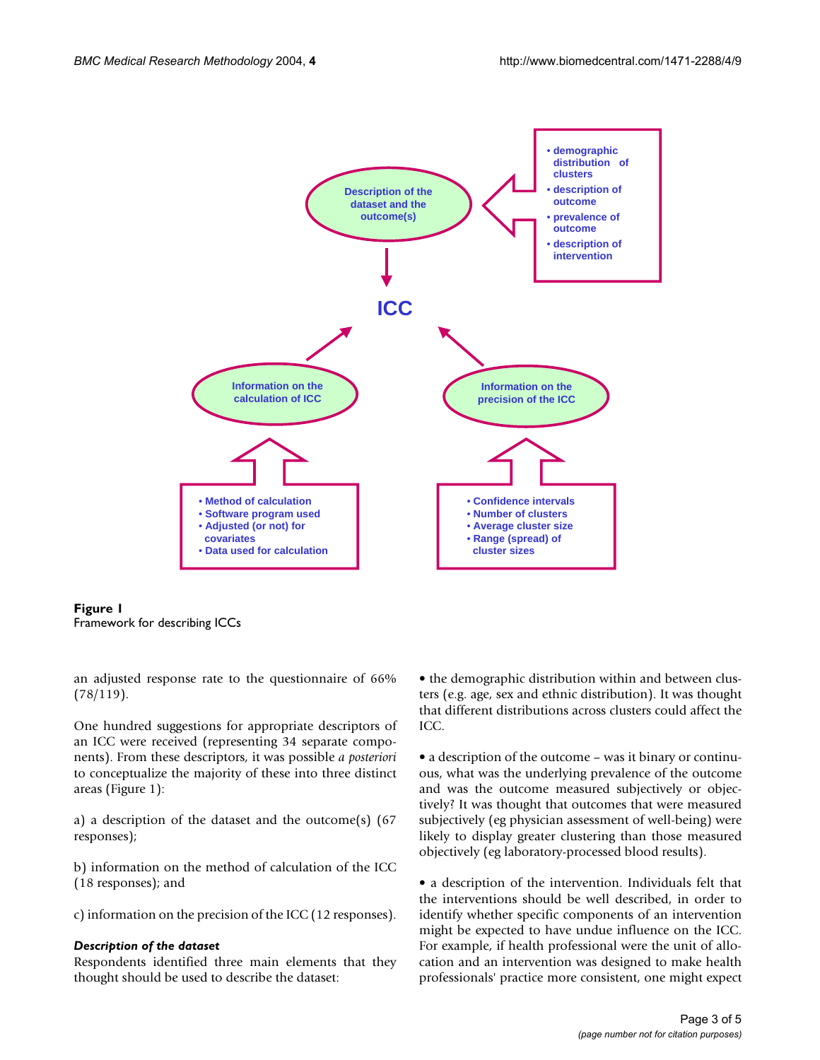**Figure 1**
Framework for describing ICCs

an adjusted response rate to the questionnaire of 66% (78/119).

One hundred suggestions for appropriate descriptors of an ICC were received (representing 34 separate components). From these descriptors, it was possible *a posteriori* to conceptualize the majority of these into three distinct areas (Figure 1):

a) a description of the dataset and the outcome(s) (67 responses);

b) information on the method of calculation of the ICC (18 responses); and

c) information on the precision of the ICC (12 responses).

### *Description of the dataset*

Respondents identified three main elements that they thought should be used to describe the dataset:

• the demographic distribution within and between clusters (e.g. age, sex and ethnic distribution). It was thought that different distributions across clusters could affect the ICC.

• a description of the outcome – was it binary or continuous, what was the underlying prevalence of the outcome and was the outcome measured subjectively or objectively? It was thought that outcomes that were measured subjectively (eg physician assessment of well-being) were likely to display greater clustering than those measured objectively (eg laboratory-processed blood results).

• a description of the intervention. Individuals felt that the interventions should be well described, in order to identify whether specific components of an intervention might be expected to have undue influence on the ICC. For example, if health professional were the unit of allocation and an intervention was designed to make health professionals' practice more consistent, one might expect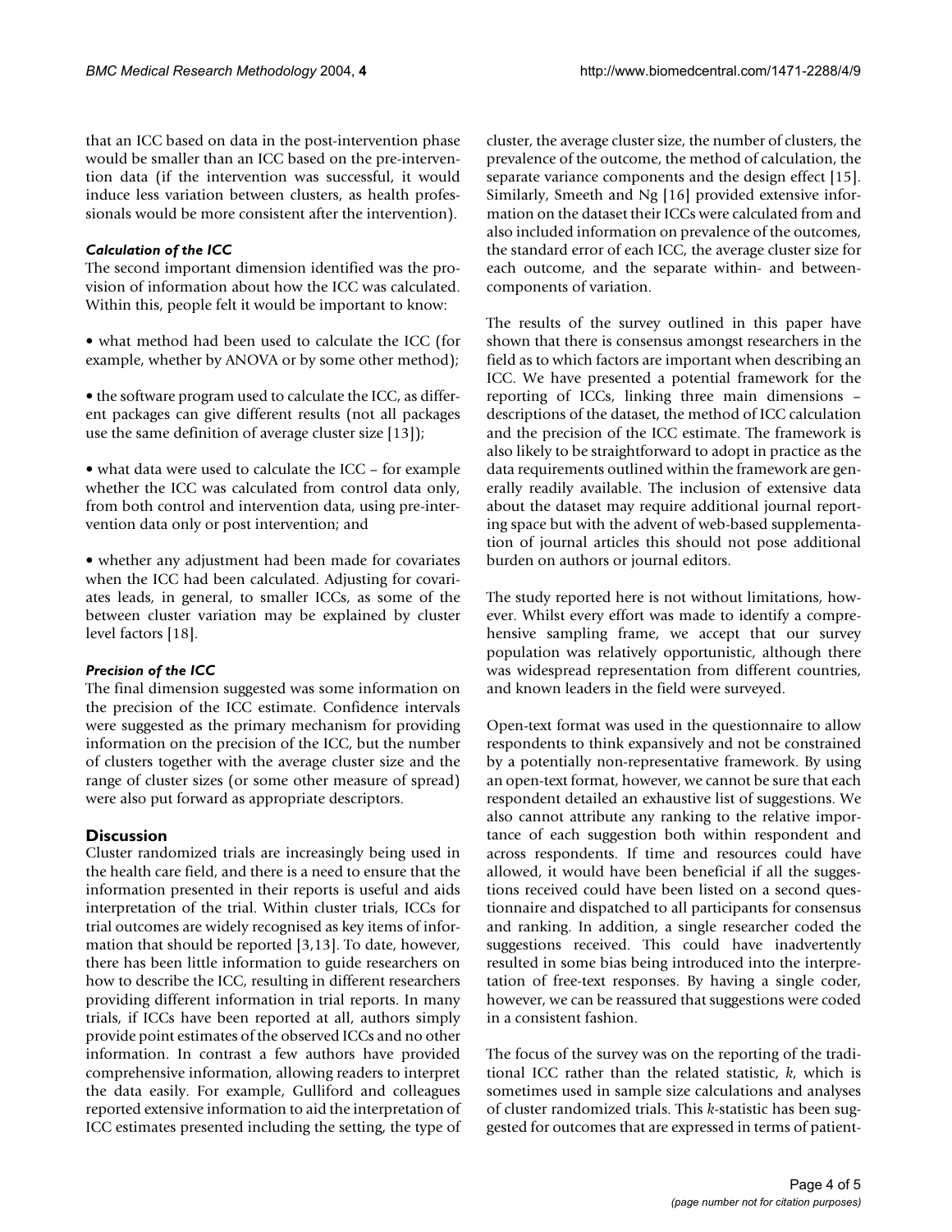that an ICC based on data in the post-intervention phase would be smaller than an ICC based on the pre-intervention data (if the intervention was successful, it would induce less variation between clusters, as health professionals would be more consistent after the intervention).

### *Calculation of the ICC*

The second important dimension identified was the provision of information about how the ICC was calculated. Within this, people felt it would be important to know:

• what method had been used to calculate the ICC (for example, whether by ANOVA or by some other method);

• the software program used to calculate the ICC, as different packages can give different results (not all packages use the same definition of average cluster size [13]);

• what data were used to calculate the ICC – for example whether the ICC was calculated from control data only, from both control and intervention data, using pre-intervention data only or post intervention; and

• whether any adjustment had been made for covariates when the ICC had been calculated. Adjusting for covariates leads, in general, to smaller ICCs, as some of the between cluster variation may be explained by cluster level factors [18].

### *Precision of the ICC*

The final dimension suggested was some information on the precision of the ICC estimate. Confidence intervals were suggested as the primary mechanism for providing information on the precision of the ICC, but the number of clusters together with the average cluster size and the range of cluster sizes (or some other measure of spread) were also put forward as appropriate descriptors.

## Discussion

Cluster randomized trials are increasingly being used in the health care field, and there is a need to ensure that the information presented in their reports is useful and aids interpretation of the trial. Within cluster trials, ICCs for trial outcomes are widely recognised as key items of information that should be reported [3,13]. To date, however, there has been little information to guide researchers on how to describe the ICC, resulting in different researchers providing different information in trial reports. In many trials, if ICCs have been reported at all, authors simply provide point estimates of the observed ICCs and no other information. In contrast a few authors have provided comprehensive information, allowing readers to interpret the data easily. For example, Gulliford and colleagues reported extensive information to aid the interpretation of ICC estimates presented including the setting, the type of cluster, the average cluster size, the number of clusters, the prevalence of the outcome, the method of calculation, the separate variance components and the design effect [15]. Similarly, Smeeth and Ng [16] provided extensive information on the dataset their ICCs were calculated from and also included information on prevalence of the outcomes, the standard error of each ICC, the average cluster size for each outcome, and the separate within- and between-components of variation.

The results of the survey outlined in this paper have shown that there is consensus amongst researchers in the field as to which factors are important when describing an ICC. We have presented a potential framework for the reporting of ICCs, linking three main dimensions – descriptions of the dataset, the method of ICC calculation and the precision of the ICC estimate. The framework is also likely to be straightforward to adopt in practice as the data requirements outlined within the framework are generally readily available. The inclusion of extensive data about the dataset may require additional journal reporting space but with the advent of web-based supplementation of journal articles this should not pose additional burden on authors or journal editors.

The study reported here is not without limitations, however. Whilst every effort was made to identify a comprehensive sampling frame, we accept that our survey population was relatively opportunistic, although there was widespread representation from different countries, and known leaders in the field were surveyed.

Open-text format was used in the questionnaire to allow respondents to think expansively and not be constrained by a potentially non-representative framework. By using an open-text format, however, we cannot be sure that each respondent detailed an exhaustive list of suggestions. We also cannot attribute any ranking to the relative importance of each suggestion both within respondent and across respondents. If time and resources could have allowed, it would have been beneficial if all the suggestions received could have been listed on a second questionnaire and dispatched to all participants for consensus and ranking. In addition, a single researcher coded the suggestions received. This could have inadvertently resulted in some bias being introduced into the interpretation of free-text responses. By having a single coder, however, we can be reassured that suggestions were coded in a consistent fashion.

The focus of the survey was on the reporting of the traditional ICC rather than the related statistic, $k$, which is sometimes used in sample size calculations and analyses of cluster randomized trials. This $k$-statistic has been suggested for outcomes that are expressed in terms of patient-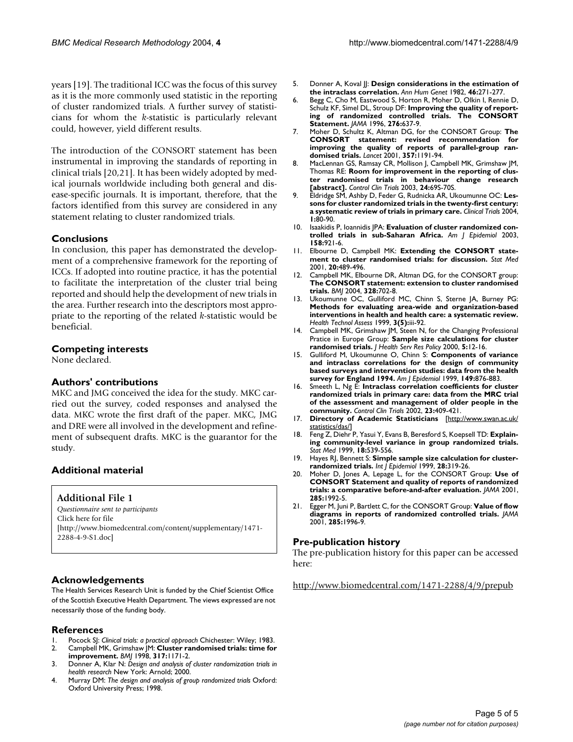years [19]. The traditional ICC was the focus of this survey as it is the more commonly used statistic in the reporting of cluster randomized trials. A further survey of statisticians for whom the *k*-statistic is particularly relevant could, however, yield different results.

The introduction of the CONSORT statement has been instrumental in improving the standards of reporting in clinical trials [20,21]. It has been widely adopted by medical journals worldwide including both general and disease-specific journals. It is important, therefore, that the factors identified from this survey are considered in any statement relating to cluster randomized trials.

## Conclusions

In conclusion, this paper has demonstrated the development of a comprehensive framework for the reporting of ICCs. If adopted into routine practice, it has the potential to facilitate the interpretation of the cluster trial being reported and should help the development of new trials in the area. Further research into the descriptors most appropriate to the reporting of the related *k*-statistic would be beneficial.

## Competing interests

None declared.

## Authors' contributions

MKC and JMG conceived the idea for the study. MKC carried out the survey, coded responses and analysed the data. MKC wrote the first draft of the paper. MKC, JMG and DRE were all involved in the development and refinement of subsequent drafts. MKC is the guarantor for the study.

## Additional material

### Additional File 1

*Questionnaire sent to participants*
Click here for file
[http://www.biomedcentral.com/content/supplementary/1471-2288-4-9-S1.doc]

## Acknowledgements

The Health Services Research Unit is funded by the Chief Scientist Office of the Scottish Executive Health Department. The views expressed are not necessarily those of the funding body.

## References

1. Pocock SJ: *Clinical trials: a practical approach* Chichester: Wiley; 1983.
2. Campbell MK, Grimshaw JM: **Cluster randomised trials: time for improvement.** *BMJ* 1998, **317:**1171-2.
3. Donner A, Klar N: *Design and analysis of cluster randomization trials in health research* New York: Arnold; 2000.
4. Murray DM: *The design and analysis of group randomized trials* Oxford: Oxford University Press; 1998.
5. Donner A, Koval JJ: **Design considerations in the estimation of the intraclass correlation.** *Ann Hum Genet* 1982, **46:**271-277.
6. Begg C, Cho M, Eastwood S, Horton R, Moher D, Olkin I, Rennie D, Schulz KF, Simel DL, Stroup DF: **Improving the quality of reporting of randomized controlled trials. The CONSORT Statement.** *JAMA* 1996, **276:**637-9.
7. Moher D, Schultz K, Altman DG, for the CONSORT Group: **The CONSORT statement: revised recommendation for improving the quality of reports of parallel-group randomised trials.** *Lancet* 2001, **357:**1191-94.
8. MacLennan GS, Ramsay CR, Mollison J, Campbell MK, Grimshaw JM, Thomas RE: **Room for improvement in the reporting of cluster randomised trials in behaviour change research [abstract].** *Control Clin Trials* 2003, **24:**69S-70S.
9. Eldridge SM, Ashby D, Feder G, Rudnicka AR, Ukoumunne OC: **Lessons for cluster randomized trials in the twenty-first century: a systematic review of trials in primary care.** *Clinical Trials* 2004, **1:**80-90.
10. Isaakidis P, Ioannidis JPA: **Evaluation of cluster randomized controlled trials in sub-Saharan Africa.** *Am J Epidemiol* 2003, **158:**921-6.
11. Elbourne D, Campbell MK: **Extending the CONSORT statement to cluster randomised trials: for discussion.** *Stat Med* 2001, **20:**489-496.
12. Campbell MK, Elbourne DR, Altman DG, for the CONSORT group: **The CONSORT statement: extension to cluster randomised trials.** *BMJ* 2004, **328:**702-8.
13. Ukoumunne OC, Gulliford MC, Chinn S, Sterne JA, Burney PG: **Methods for evaluating area-wide and organization-based interventions in health and health care: a systematic review.** *Health Technol Assess* 1999, **3(5):**iii-92.
14. Campbell MK, Grimshaw JM, Steen N, for the Changing Professional Pratice in Europe Group: **Sample size calculations for cluster randomised trials.** *J Health Serv Res Policy* 2000, **5:**12-16.
15. Gulliford M, Ukoumunne O, Chinn S: **Components of variance and intraclass correlations for the design of community based surveys and intervention studies: data from the health survey for England 1994.** *Am J Epidemiol* 1999, **149:**876-883.
16. Smeeth L, Ng E: **Intraclass correlation coefficients for cluster randomized trials in primary care: data from the MRC trial of the assessment and management of older people in the community.** *Control Clin Trials* 2002, **23:**409-421.
17. **Directory of Academic Statisticians** [http://www.swan.ac.uk/statistics/das/]
18. Feng Z, Diehr P, Yasui Y, Evans B, Beresford S, Koepsell TD: **Explaining community-level variance in group randomized trials.** *Stat Med* 1999, **18:**539-556.
19. Hayes RJ, Bennett S: **Simple sample size calculation for cluster-randomized trials.** *Int J Epidemiol* 1999, **28:**319-26.
20. Moher D, Jones A, Lepage L, for the CONSORT Group: **Use of CONSORT Statement and quality of reports of randomized trials: a comparative before-and-after evaluation.** *JAMA* 2001, **285:**1992-5.
21. Egger M, Juni P, Bartlett C, for the CONSORT Group: **Value of flow diagrams in reports of randomized controlled trials.** *JAMA* 2001, **285:**1996-9.

## Pre-publication history

The pre-publication history for this paper can be accessed here:

http://www.biomedcentral.com/1471-2288/4/9/prepub